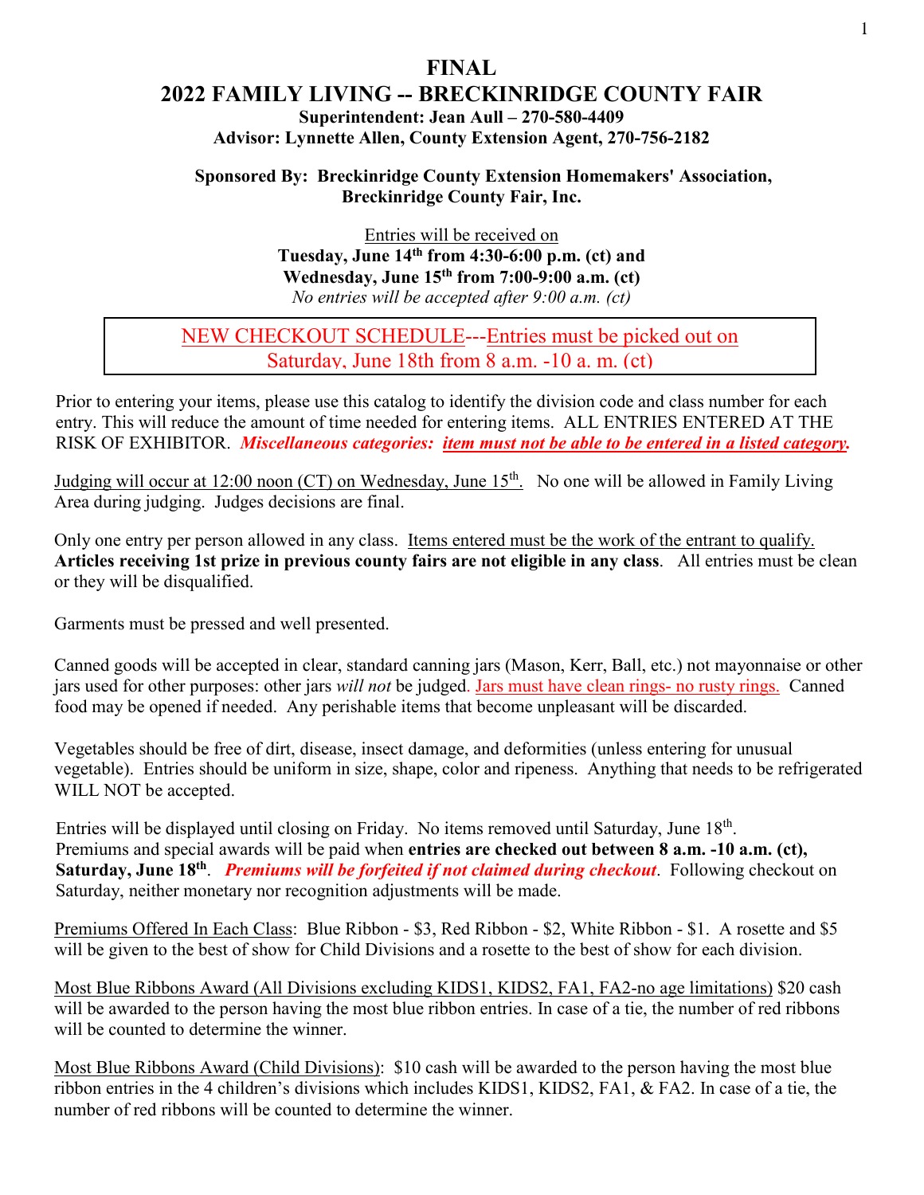# FINAL
# 2022 FAMILY LIVING -- BRECKINRIDGE COUNTY FAIR

**Superintendent: Jean Aull – 270-580-4409**
**Advisor: Lynnette Allen, County Extension Agent, 270-756-2182**

**Sponsored By: Breckinridge County Extension Homemakers' Association, Breckinridge County Fair, Inc.**

Entries will be received on
**Tuesday, June 14th from 4:30-6:00 p.m. (ct) and**
**Wednesday, June 15th from 7:00-9:00 a.m. (ct)**
*No entries will be accepted after 9:00 a.m. (ct)*

NEW CHECKOUT SCHEDULE---Entries must be picked out on Saturday, June 18th from 8 a.m. -10 a. m. (ct)

Prior to entering your items, please use this catalog to identify the division code and class number for each entry. This will reduce the amount of time needed for entering items. ALL ENTRIES ENTERED AT THE RISK OF EXHIBITOR. ***Miscellaneous categories: item must not be able to be entered in a listed category.***

Judging will occur at 12:00 noon (CT) on Wednesday, June 15th. No one will be allowed in Family Living Area during judging. Judges decisions are final.

Only one entry per person allowed in any class. Items entered must be the work of the entrant to qualify. **Articles receiving 1st prize in previous county fairs are not eligible in any class**. All entries must be clean or they will be disqualified.

Garments must be pressed and well presented.

Canned goods will be accepted in clear, standard canning jars (Mason, Kerr, Ball, etc.) not mayonnaise or other jars used for other purposes: other jars *will not* be judged. Jars must have clean rings- no rusty rings. Canned food may be opened if needed. Any perishable items that become unpleasant will be discarded.

Vegetables should be free of dirt, disease, insect damage, and deformities (unless entering for unusual vegetable). Entries should be uniform in size, shape, color and ripeness. Anything that needs to be refrigerated WILL NOT be accepted.

Entries will be displayed until closing on Friday. No items removed until Saturday, June 18th. Premiums and special awards will be paid when **entries are checked out between 8 a.m. -10 a.m. (ct), Saturday, June 18th**. ***Premiums will be forfeited if not claimed during checkout***. Following checkout on Saturday, neither monetary nor recognition adjustments will be made.

Premiums Offered In Each Class: Blue Ribbon - $3, Red Ribbon - $2, White Ribbon - $1. A rosette and $5 will be given to the best of show for Child Divisions and a rosette to the best of show for each division.

Most Blue Ribbons Award (All Divisions excluding KIDS1, KIDS2, FA1, FA2-no age limitations) $20 cash will be awarded to the person having the most blue ribbon entries. In case of a tie, the number of red ribbons will be counted to determine the winner.

Most Blue Ribbons Award (Child Divisions): $10 cash will be awarded to the person having the most blue ribbon entries in the 4 children's divisions which includes KIDS1, KIDS2, FA1, & FA2. In case of a tie, the number of red ribbons will be counted to determine the winner.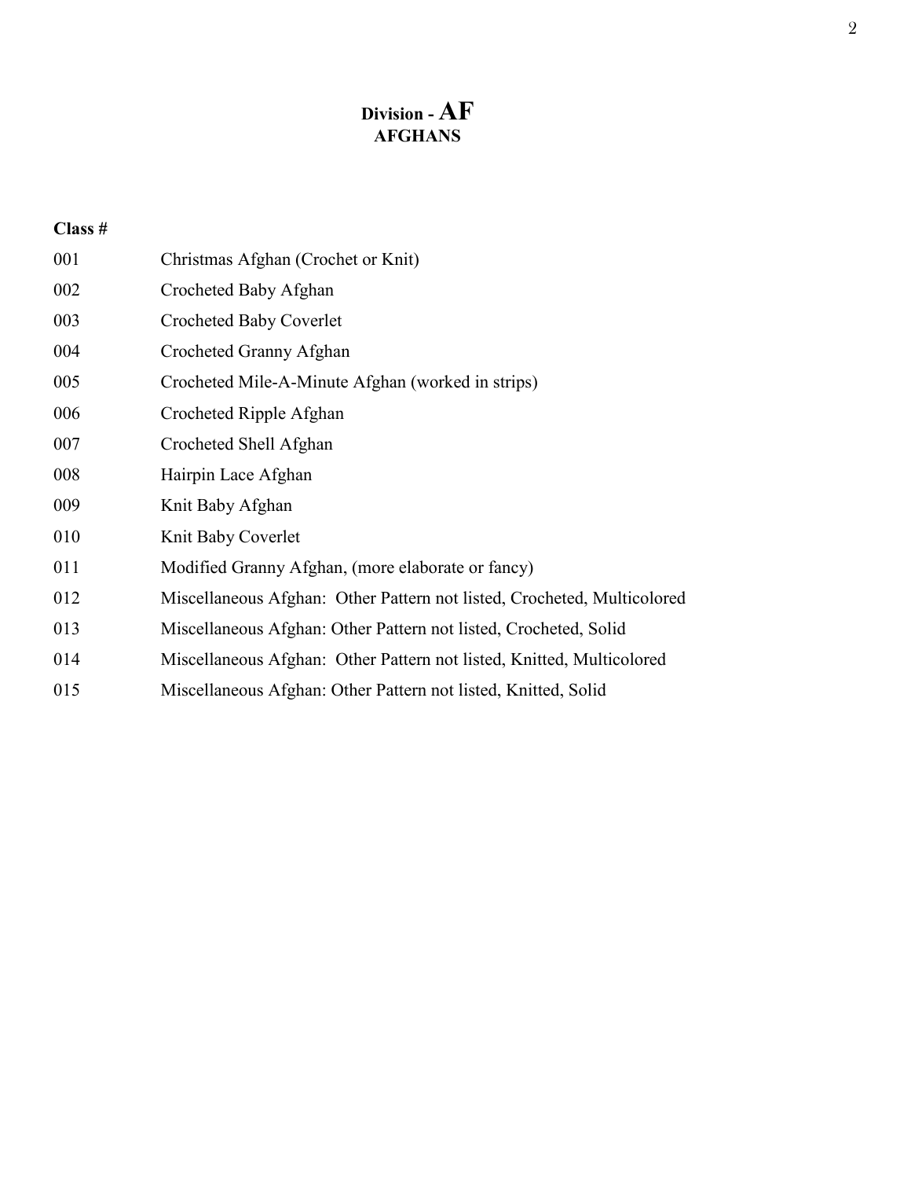# Division - AF
## AFGHANS

| Class # | |
|---|---|
| 001 | Christmas Afghan (Crochet or Knit) |
| 002 | Crocheted Baby Afghan |
| 003 | Crocheted Baby Coverlet |
| 004 | Crocheted Granny Afghan |
| 005 | Crocheted Mile-A-Minute Afghan (worked in strips) |
| 006 | Crocheted Ripple Afghan |
| 007 | Crocheted Shell Afghan |
| 008 | Hairpin Lace Afghan |
| 009 | Knit Baby Afghan |
| 010 | Knit Baby Coverlet |
| 011 | Modified Granny Afghan, (more elaborate or fancy) |
| 012 | Miscellaneous Afghan: Other Pattern not listed, Crocheted, Multicolored |
| 013 | Miscellaneous Afghan: Other Pattern not listed, Crocheted, Solid |
| 014 | Miscellaneous Afghan: Other Pattern not listed, Knitted, Multicolored |
| 015 | Miscellaneous Afghan: Other Pattern not listed, Knitted, Solid |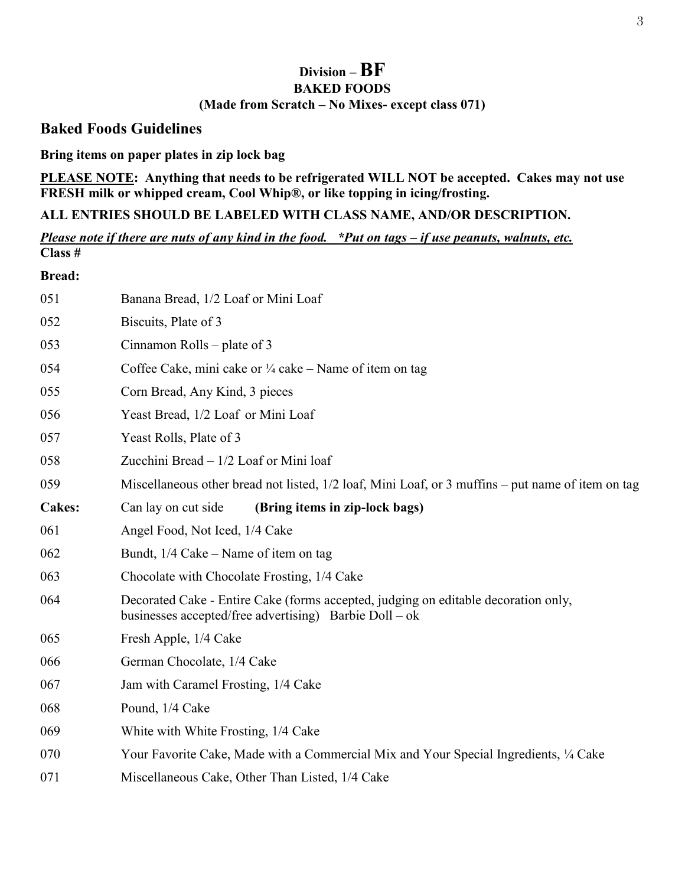# Division – BF
## BAKED FOODS
### (Made from Scratch – No Mixes- except class 071)

## Baked Foods Guidelines

**Bring items on paper plates in zip lock bag**

**<u>PLEASE NOTE</u>: Anything that needs to be refrigerated WILL NOT be accepted. Cakes may not use FRESH milk or whipped cream, Cool Whip®, or like topping in icing/frosting.**

**ALL ENTRIES SHOULD BE LABELED WITH CLASS NAME, AND/OR DESCRIPTION.**

***<u>Please note if there are nuts of any kind in the food. *Put on tags – if use peanuts, walnuts, etc.</u>***

| Class # | |
|---|---|
| **Bread:** | |
| 051 | Banana Bread, 1/2 Loaf or Mini Loaf |
| 052 | Biscuits, Plate of 3 |
| 053 | Cinnamon Rolls – plate of 3 |
| 054 | Coffee Cake, mini cake or ¼ cake – Name of item on tag |
| 055 | Corn Bread, Any Kind, 3 pieces |
| 056 | Yeast Bread, 1/2 Loaf or Mini Loaf |
| 057 | Yeast Rolls, Plate of 3 |
| 058 | Zucchini Bread – 1/2 Loaf or Mini loaf |
| 059 | Miscellaneous other bread not listed, 1/2 loaf, Mini Loaf, or 3 muffins – put name of item on tag |
| **Cakes:** | Can lay on cut side **(Bring items in zip-lock bags)** |
| 061 | Angel Food, Not Iced, 1/4 Cake |
| 062 | Bundt, 1/4 Cake – Name of item on tag |
| 063 | Chocolate with Chocolate Frosting, 1/4 Cake |
| 064 | Decorated Cake - Entire Cake (forms accepted, judging on editable decoration only, businesses accepted/free advertising) Barbie Doll – ok |
| 065 | Fresh Apple, 1/4 Cake |
| 066 | German Chocolate, 1/4 Cake |
| 067 | Jam with Caramel Frosting, 1/4 Cake |
| 068 | Pound, 1/4 Cake |
| 069 | White with White Frosting, 1/4 Cake |
| 070 | Your Favorite Cake, Made with a Commercial Mix and Your Special Ingredients, ¼ Cake |
| 071 | Miscellaneous Cake, Other Than Listed, 1/4 Cake |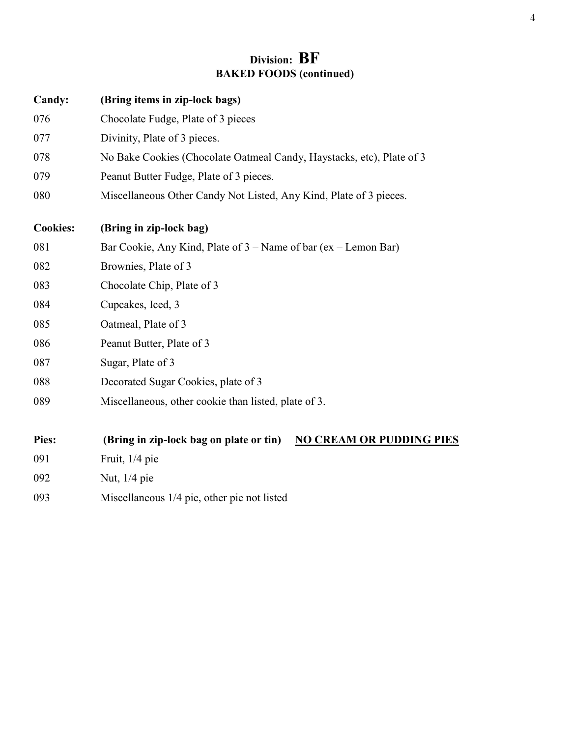# Division: BF
## BAKED FOODS (continued)

**Candy:** **(Bring items in zip-lock bags)**

076 Chocolate Fudge, Plate of 3 pieces

077 Divinity, Plate of 3 pieces.

078 No Bake Cookies (Chocolate Oatmeal Candy, Haystacks, etc), Plate of 3

079 Peanut Butter Fudge, Plate of 3 pieces.

080 Miscellaneous Other Candy Not Listed, Any Kind, Plate of 3 pieces.

**Cookies:** **(Bring in zip-lock bag)**

081 Bar Cookie, Any Kind, Plate of 3 – Name of bar (ex – Lemon Bar)

082 Brownies, Plate of 3

083 Chocolate Chip, Plate of 3

084 Cupcakes, Iced, 3

085 Oatmeal, Plate of 3

086 Peanut Butter, Plate of 3

087 Sugar, Plate of 3

088 Decorated Sugar Cookies, plate of 3

089 Miscellaneous, other cookie than listed, plate of 3.

**Pies:** **(Bring in zip-lock bag on plate or tin)** **<u>NO CREAM OR PUDDING PIES</u>**

091 Fruit, 1/4 pie

092 Nut, 1/4 pie

093 Miscellaneous 1/4 pie, other pie not listed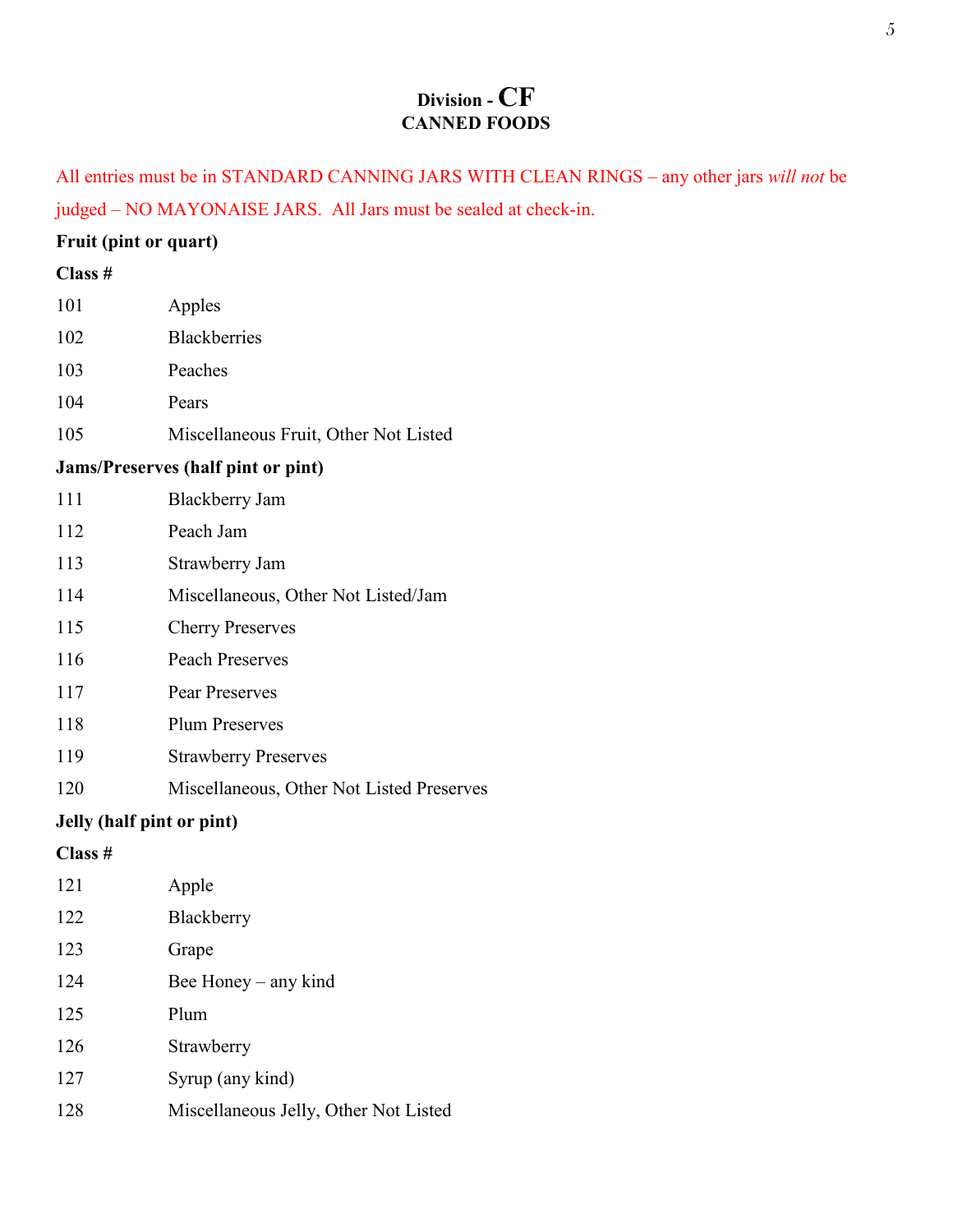# Division - CF
## CANNED FOODS

All entries must be in STANDARD CANNING JARS WITH CLEAN RINGS – any other jars *will not* be judged – NO MAYONAISE JARS. All Jars must be sealed at check-in.

**Fruit (pint or quart)**

| Class # | |
|---|---|
| 101 | Apples |
| 102 | Blackberries |
| 103 | Peaches |
| 104 | Pears |
| 105 | Miscellaneous Fruit, Other Not Listed |

**Jams/Preserves (half pint or pint)**

| Class # | |
|---|---|
| 111 | Blackberry Jam |
| 112 | Peach Jam |
| 113 | Strawberry Jam |
| 114 | Miscellaneous, Other Not Listed/Jam |
| 115 | Cherry Preserves |
| 116 | Peach Preserves |
| 117 | Pear Preserves |
| 118 | Plum Preserves |
| 119 | Strawberry Preserves |
| 120 | Miscellaneous, Other Not Listed Preserves |

**Jelly (half pint or pint)**

| Class # | |
|---|---|
| 121 | Apple |
| 122 | Blackberry |
| 123 | Grape |
| 124 | Bee Honey – any kind |
| 125 | Plum |
| 126 | Strawberry |
| 127 | Syrup (any kind) |
| 128 | Miscellaneous Jelly, Other Not Listed |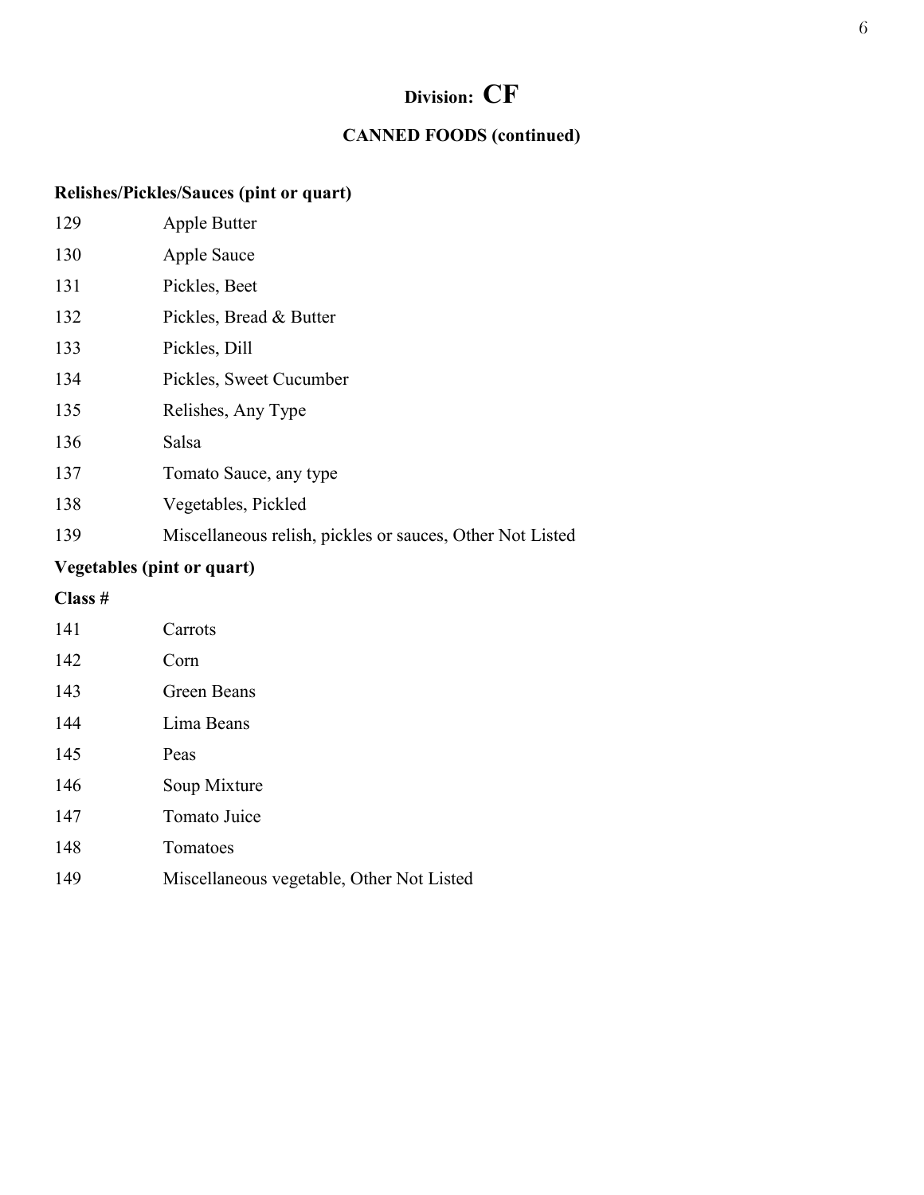## Division: CF

### CANNED FOODS (continued)

**Relishes/Pickles/Sauces (pint or quart)**

| | |
|---|---|
| 129 | Apple Butter |
| 130 | Apple Sauce |
| 131 | Pickles, Beet |
| 132 | Pickles, Bread & Butter |
| 133 | Pickles, Dill |
| 134 | Pickles, Sweet Cucumber |
| 135 | Relishes, Any Type |
| 136 | Salsa |
| 137 | Tomato Sauce, any type |
| 138 | Vegetables, Pickled |
| 139 | Miscellaneous relish, pickles or sauces, Other Not Listed |

**Vegetables (pint or quart)**

| Class # | |
|---|---|
| 141 | Carrots |
| 142 | Corn |
| 143 | Green Beans |
| 144 | Lima Beans |
| 145 | Peas |
| 146 | Soup Mixture |
| 147 | Tomato Juice |
| 148 | Tomatoes |
| 149 | Miscellaneous vegetable, Other Not Listed |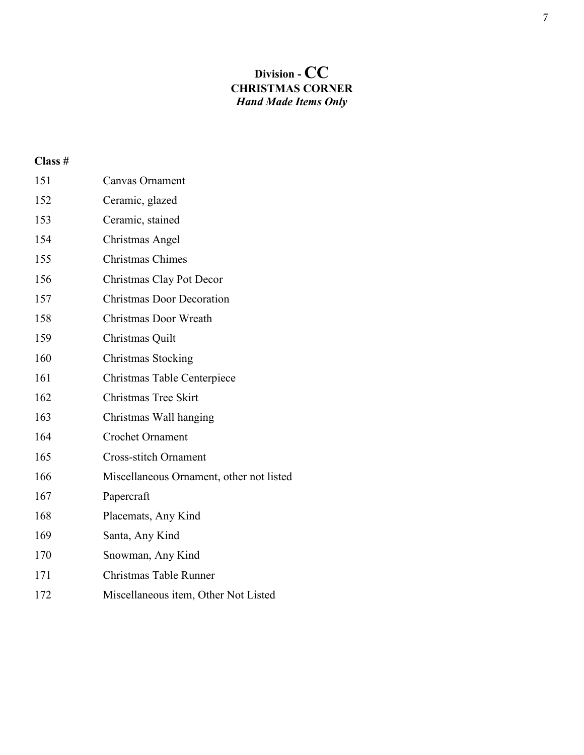# Division - CC
## CHRISTMAS CORNER
***Hand Made Items Only***

| **Class #** | |
|---|---|
| 151 | Canvas Ornament |
| 152 | Ceramic, glazed |
| 153 | Ceramic, stained |
| 154 | Christmas Angel |
| 155 | Christmas Chimes |
| 156 | Christmas Clay Pot Decor |
| 157 | Christmas Door Decoration |
| 158 | Christmas Door Wreath |
| 159 | Christmas Quilt |
| 160 | Christmas Stocking |
| 161 | Christmas Table Centerpiece |
| 162 | Christmas Tree Skirt |
| 163 | Christmas Wall hanging |
| 164 | Crochet Ornament |
| 165 | Cross-stitch Ornament |
| 166 | Miscellaneous Ornament, other not listed |
| 167 | Papercraft |
| 168 | Placemats, Any Kind |
| 169 | Santa, Any Kind |
| 170 | Snowman, Any Kind |
| 171 | Christmas Table Runner |
| 172 | Miscellaneous item, Other Not Listed |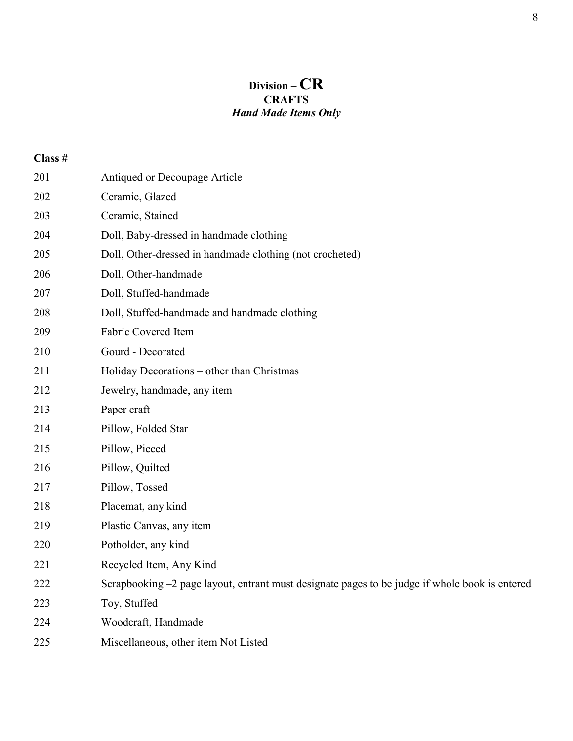# Division – CR
## CRAFTS
***Hand Made Items Only***

| Class # | |
|---|---|
| 201 | Antiqued or Decoupage Article |
| 202 | Ceramic, Glazed |
| 203 | Ceramic, Stained |
| 204 | Doll, Baby-dressed in handmade clothing |
| 205 | Doll, Other-dressed in handmade clothing (not crocheted) |
| 206 | Doll, Other-handmade |
| 207 | Doll, Stuffed-handmade |
| 208 | Doll, Stuffed-handmade and handmade clothing |
| 209 | Fabric Covered Item |
| 210 | Gourd - Decorated |
| 211 | Holiday Decorations – other than Christmas |
| 212 | Jewelry, handmade, any item |
| 213 | Paper craft |
| 214 | Pillow, Folded Star |
| 215 | Pillow, Pieced |
| 216 | Pillow, Quilted |
| 217 | Pillow, Tossed |
| 218 | Placemat, any kind |
| 219 | Plastic Canvas, any item |
| 220 | Potholder, any kind |
| 221 | Recycled Item, Any Kind |
| 222 | Scrapbooking –2 page layout, entrant must designate pages to be judge if whole book is entered |
| 223 | Toy, Stuffed |
| 224 | Woodcraft, Handmade |
| 225 | Miscellaneous, other item Not Listed |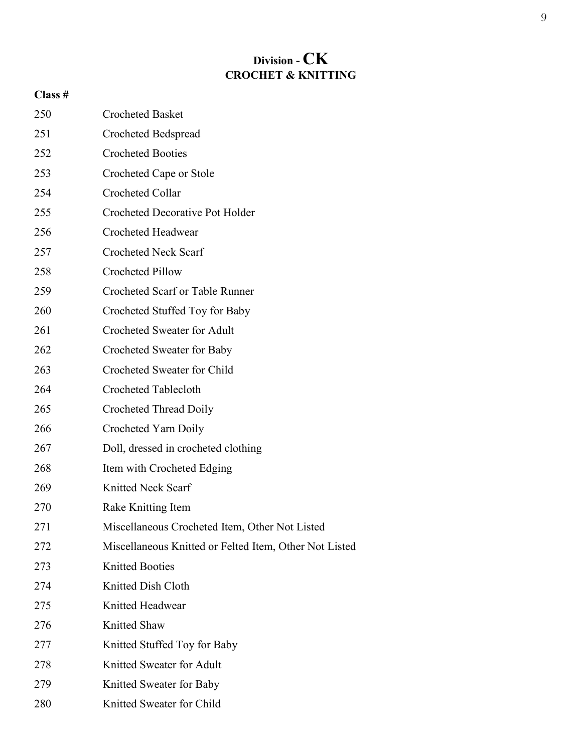# Division - CK
## CROCHET & KNITTING

| Class # | |
|---|---|
| 250 | Crocheted Basket |
| 251 | Crocheted Bedspread |
| 252 | Crocheted Booties |
| 253 | Crocheted Cape or Stole |
| 254 | Crocheted Collar |
| 255 | Crocheted Decorative Pot Holder |
| 256 | Crocheted Headwear |
| 257 | Crocheted Neck Scarf |
| 258 | Crocheted Pillow |
| 259 | Crocheted Scarf or Table Runner |
| 260 | Crocheted Stuffed Toy for Baby |
| 261 | Crocheted Sweater for Adult |
| 262 | Crocheted Sweater for Baby |
| 263 | Crocheted Sweater for Child |
| 264 | Crocheted Tablecloth |
| 265 | Crocheted Thread Doily |
| 266 | Crocheted Yarn Doily |
| 267 | Doll, dressed in crocheted clothing |
| 268 | Item with Crocheted Edging |
| 269 | Knitted Neck Scarf |
| 270 | Rake Knitting Item |
| 271 | Miscellaneous Crocheted Item, Other Not Listed |
| 272 | Miscellaneous Knitted or Felted Item, Other Not Listed |
| 273 | Knitted Booties |
| 274 | Knitted Dish Cloth |
| 275 | Knitted Headwear |
| 276 | Knitted Shaw |
| 277 | Knitted Stuffed Toy for Baby |
| 278 | Knitted Sweater for Adult |
| 279 | Knitted Sweater for Baby |
| 280 | Knitted Sweater for Child |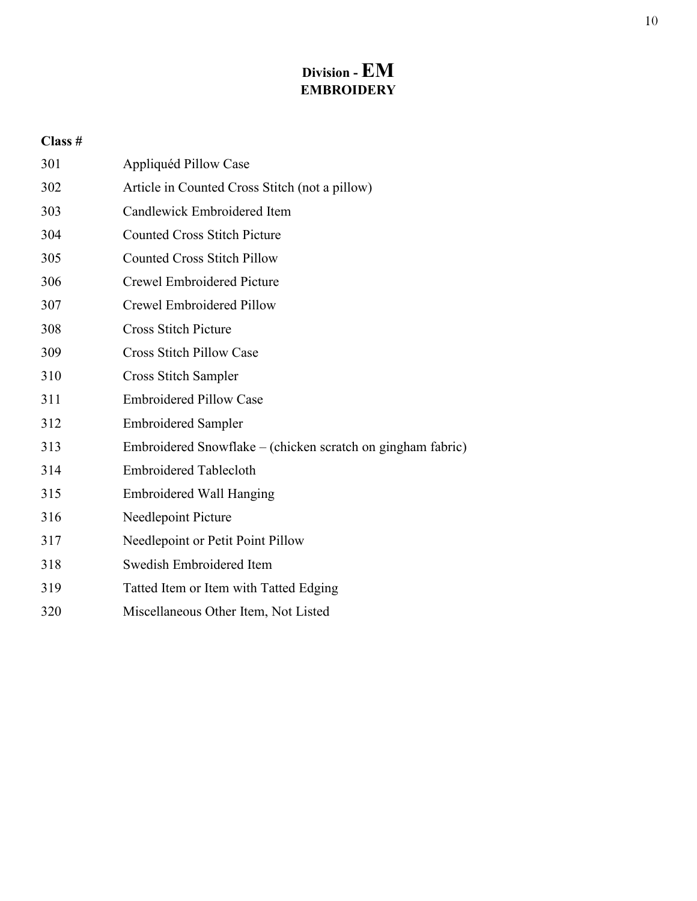# Division - EM
## EMBROIDERY

| Class # | |
|---|---|
| 301 | Appliquéd Pillow Case |
| 302 | Article in Counted Cross Stitch (not a pillow) |
| 303 | Candlewick Embroidered Item |
| 304 | Counted Cross Stitch Picture |
| 305 | Counted Cross Stitch Pillow |
| 306 | Crewel Embroidered Picture |
| 307 | Crewel Embroidered Pillow |
| 308 | Cross Stitch Picture |
| 309 | Cross Stitch Pillow Case |
| 310 | Cross Stitch Sampler |
| 311 | Embroidered Pillow Case |
| 312 | Embroidered Sampler |
| 313 | Embroidered Snowflake – (chicken scratch on gingham fabric) |
| 314 | Embroidered Tablecloth |
| 315 | Embroidered Wall Hanging |
| 316 | Needlepoint Picture |
| 317 | Needlepoint or Petit Point Pillow |
| 318 | Swedish Embroidered Item |
| 319 | Tatted Item or Item with Tatted Edging |
| 320 | Miscellaneous Other Item, Not Listed |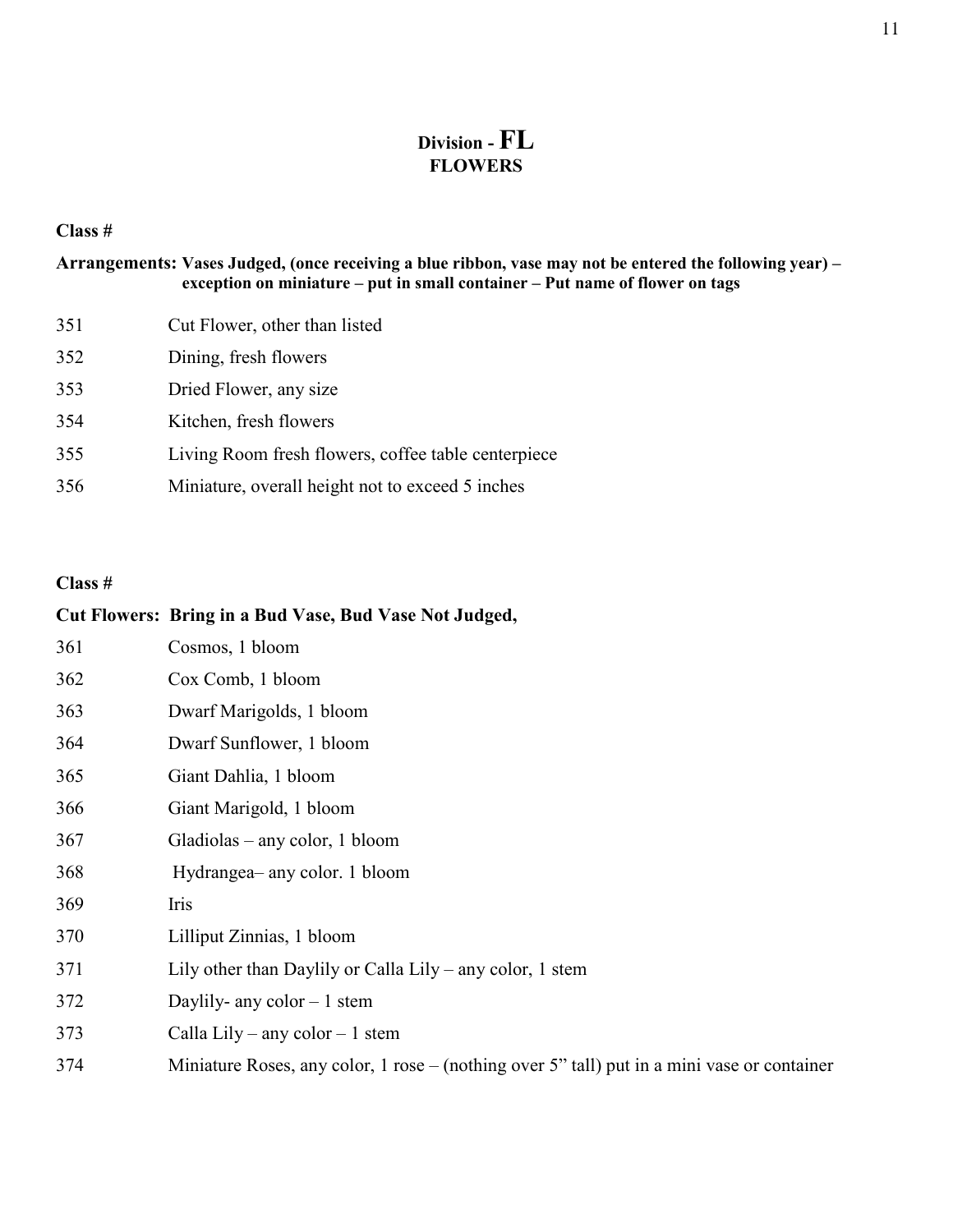# Division - FL
## FLOWERS

**Class #**

**Arrangements: Vases Judged, (once receiving a blue ribbon, vase may not be entered the following year) – exception on miniature – put in small container – Put name of flower on tags**

| | |
|---|---|
| 351 | Cut Flower, other than listed |
| 352 | Dining, fresh flowers |
| 353 | Dried Flower, any size |
| 354 | Kitchen, fresh flowers |
| 355 | Living Room fresh flowers, coffee table centerpiece |
| 356 | Miniature, overall height not to exceed 5 inches |

**Class #**

**Cut Flowers: Bring in a Bud Vase, Bud Vase Not Judged,**

| | |
|---|---|
| 361 | Cosmos, 1 bloom |
| 362 | Cox Comb, 1 bloom |
| 363 | Dwarf Marigolds, 1 bloom |
| 364 | Dwarf Sunflower, 1 bloom |
| 365 | Giant Dahlia, 1 bloom |
| 366 | Giant Marigold, 1 bloom |
| 367 | Gladiolas – any color, 1 bloom |
| 368 | Hydrangea– any color. 1 bloom |
| 369 | Iris |
| 370 | Lilliput Zinnias, 1 bloom |
| 371 | Lily other than Daylily or Calla Lily – any color, 1 stem |
| 372 | Daylily- any color – 1 stem |
| 373 | Calla Lily – any color – 1 stem |
| 374 | Miniature Roses, any color, 1 rose – (nothing over 5" tall) put in a mini vase or container |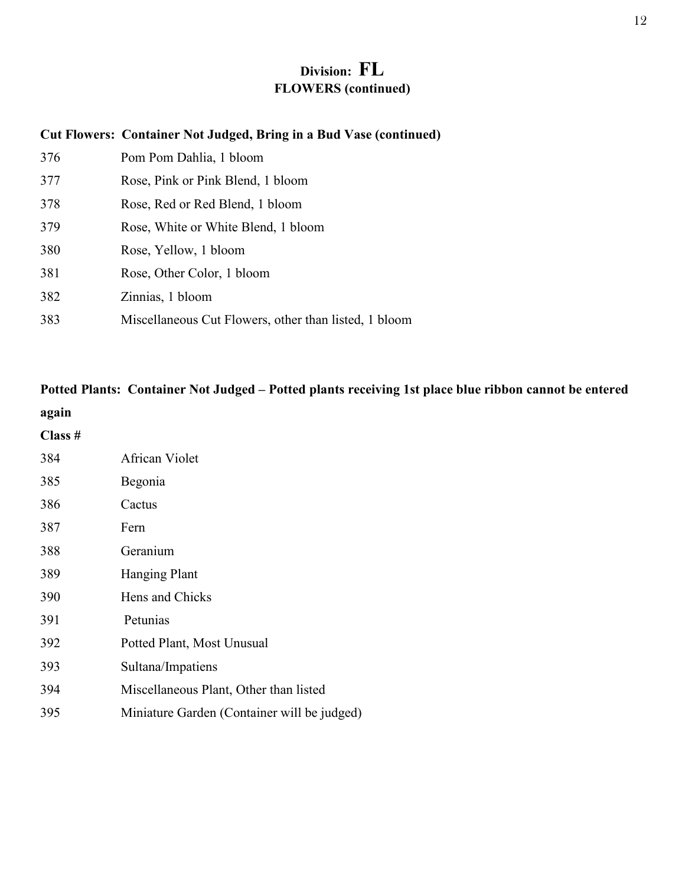# Division: FL
## FLOWERS (continued)

**Cut Flowers: Container Not Judged, Bring in a Bud Vase (continued)**

| | |
|---|---|
| 376 | Pom Pom Dahlia, 1 bloom |
| 377 | Rose, Pink or Pink Blend, 1 bloom |
| 378 | Rose, Red or Red Blend, 1 bloom |
| 379 | Rose, White or White Blend, 1 bloom |
| 380 | Rose, Yellow, 1 bloom |
| 381 | Rose, Other Color, 1 bloom |
| 382 | Zinnias, 1 bloom |
| 383 | Miscellaneous Cut Flowers, other than listed, 1 bloom |

**Potted Plants: Container Not Judged – Potted plants receiving 1st place blue ribbon cannot be entered again**

| Class # | |
|---|---|
| 384 | African Violet |
| 385 | Begonia |
| 386 | Cactus |
| 387 | Fern |
| 388 | Geranium |
| 389 | Hanging Plant |
| 390 | Hens and Chicks |
| 391 | Petunias |
| 392 | Potted Plant, Most Unusual |
| 393 | Sultana/Impatiens |
| 394 | Miscellaneous Plant, Other than listed |
| 395 | Miniature Garden (Container will be judged) |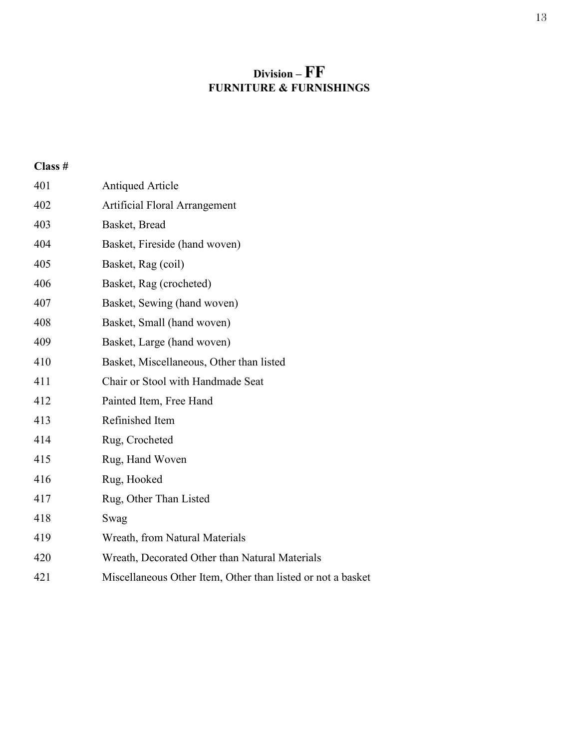# Division – FF
## FURNITURE & FURNISHINGS

| Class # | |
|---|---|
| 401 | Antiqued Article |
| 402 | Artificial Floral Arrangement |
| 403 | Basket, Bread |
| 404 | Basket, Fireside (hand woven) |
| 405 | Basket, Rag (coil) |
| 406 | Basket, Rag (crocheted) |
| 407 | Basket, Sewing (hand woven) |
| 408 | Basket, Small (hand woven) |
| 409 | Basket, Large (hand woven) |
| 410 | Basket, Miscellaneous, Other than listed |
| 411 | Chair or Stool with Handmade Seat |
| 412 | Painted Item, Free Hand |
| 413 | Refinished Item |
| 414 | Rug, Crocheted |
| 415 | Rug, Hand Woven |
| 416 | Rug, Hooked |
| 417 | Rug, Other Than Listed |
| 418 | Swag |
| 419 | Wreath, from Natural Materials |
| 420 | Wreath, Decorated Other than Natural Materials |
| 421 | Miscellaneous Other Item, Other than listed or not a basket |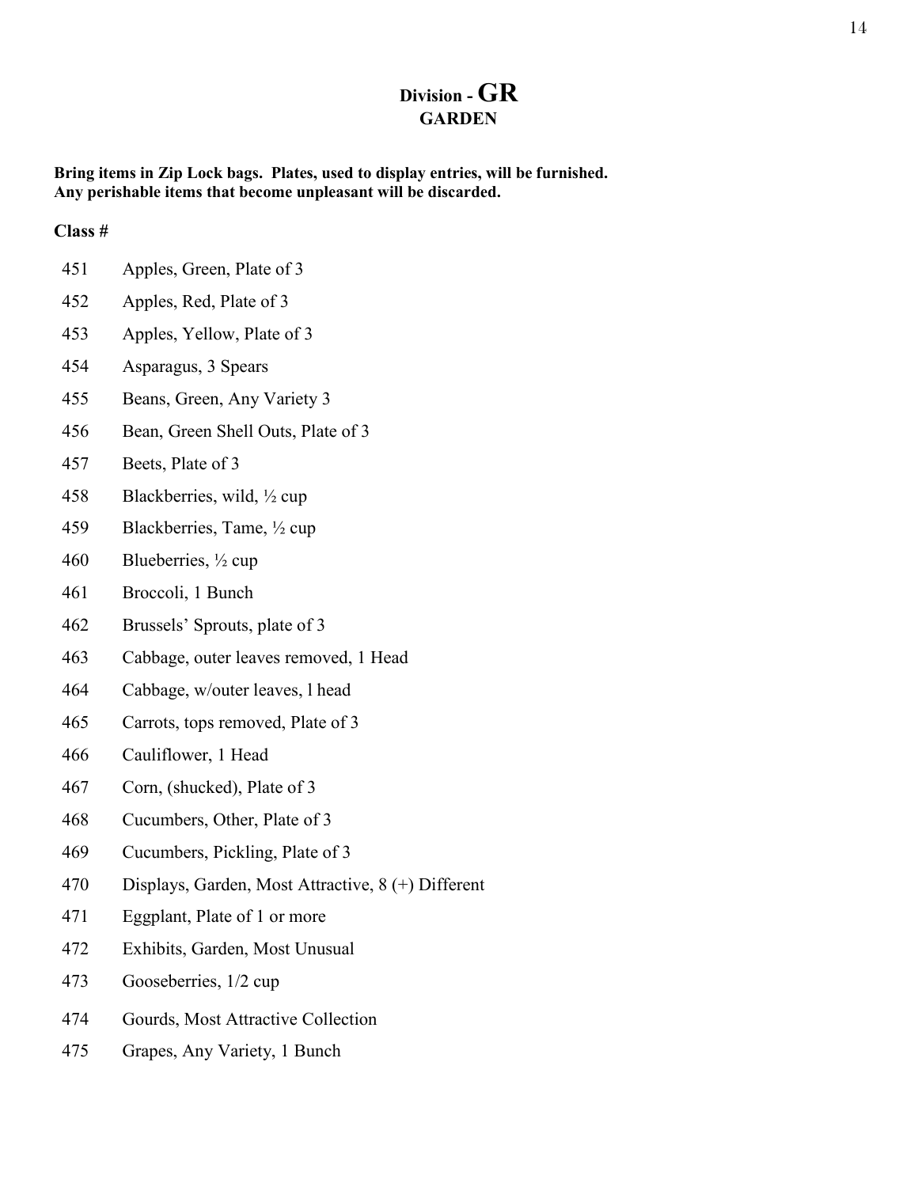# Division - GR
## GARDEN

**Bring items in Zip Lock bags. Plates, used to display entries, will be furnished.**
**Any perishable items that become unpleasant will be discarded.**

**Class #**

| Class # | |
|---|---|
| 451 | Apples, Green, Plate of 3 |
| 452 | Apples, Red, Plate of 3 |
| 453 | Apples, Yellow, Plate of 3 |
| 454 | Asparagus, 3 Spears |
| 455 | Beans, Green, Any Variety 3 |
| 456 | Bean, Green Shell Outs, Plate of 3 |
| 457 | Beets, Plate of 3 |
| 458 | Blackberries, wild, ½ cup |
| 459 | Blackberries, Tame, ½ cup |
| 460 | Blueberries, ½ cup |
| 461 | Broccoli, 1 Bunch |
| 462 | Brussels' Sprouts, plate of 3 |
| 463 | Cabbage, outer leaves removed, 1 Head |
| 464 | Cabbage, w/outer leaves, l head |
| 465 | Carrots, tops removed, Plate of 3 |
| 466 | Cauliflower, 1 Head |
| 467 | Corn, (shucked), Plate of 3 |
| 468 | Cucumbers, Other, Plate of 3 |
| 469 | Cucumbers, Pickling, Plate of 3 |
| 470 | Displays, Garden, Most Attractive, 8 (+) Different |
| 471 | Eggplant, Plate of 1 or more |
| 472 | Exhibits, Garden, Most Unusual |
| 473 | Gooseberries, 1/2 cup |
| 474 | Gourds, Most Attractive Collection |
| 475 | Grapes, Any Variety, 1 Bunch |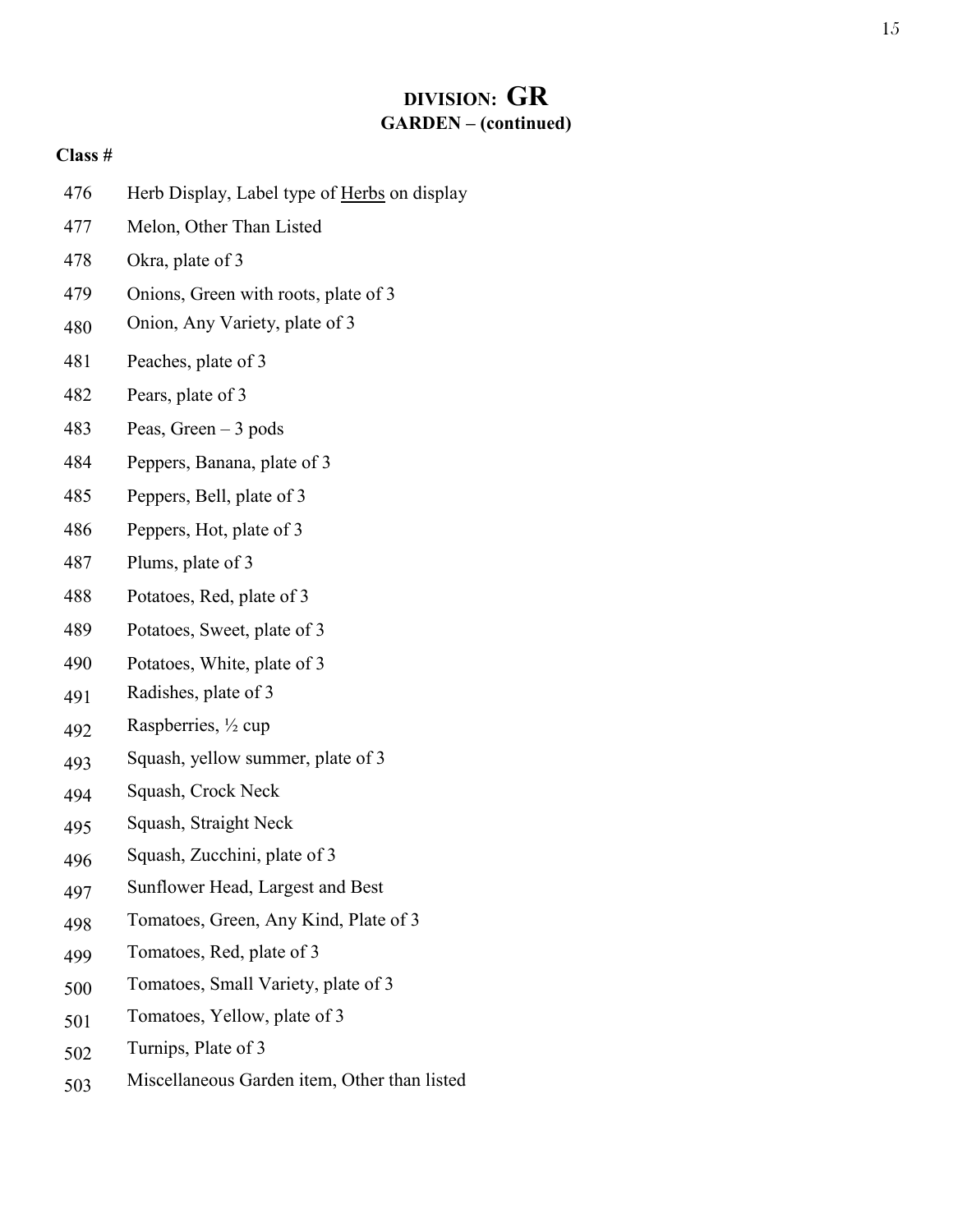# DIVISION: GR
## GARDEN – (continued)

**Class #**

| Class # | Description |
| --- | --- |
| 476 | Herb Display, Label type of Herbs on display |
| 477 | Melon, Other Than Listed |
| 478 | Okra, plate of 3 |
| 479 | Onions, Green with roots, plate of 3 |
| 480 | Onion, Any Variety, plate of 3 |
| 481 | Peaches, plate of 3 |
| 482 | Pears, plate of 3 |
| 483 | Peas, Green – 3 pods |
| 484 | Peppers, Banana, plate of 3 |
| 485 | Peppers, Bell, plate of 3 |
| 486 | Peppers, Hot, plate of 3 |
| 487 | Plums, plate of 3 |
| 488 | Potatoes, Red, plate of 3 |
| 489 | Potatoes, Sweet, plate of 3 |
| 490 | Potatoes, White, plate of 3 |
| 491 | Radishes, plate of 3 |
| 492 | Raspberries, ½ cup |
| 493 | Squash, yellow summer, plate of 3 |
| 494 | Squash, Crock Neck |
| 495 | Squash, Straight Neck |
| 496 | Squash, Zucchini, plate of 3 |
| 497 | Sunflower Head, Largest and Best |
| 498 | Tomatoes, Green, Any Kind, Plate of 3 |
| 499 | Tomatoes, Red, plate of 3 |
| 500 | Tomatoes, Small Variety, plate of 3 |
| 501 | Tomatoes, Yellow, plate of 3 |
| 502 | Turnips, Plate of 3 |
| 503 | Miscellaneous Garden item, Other than listed |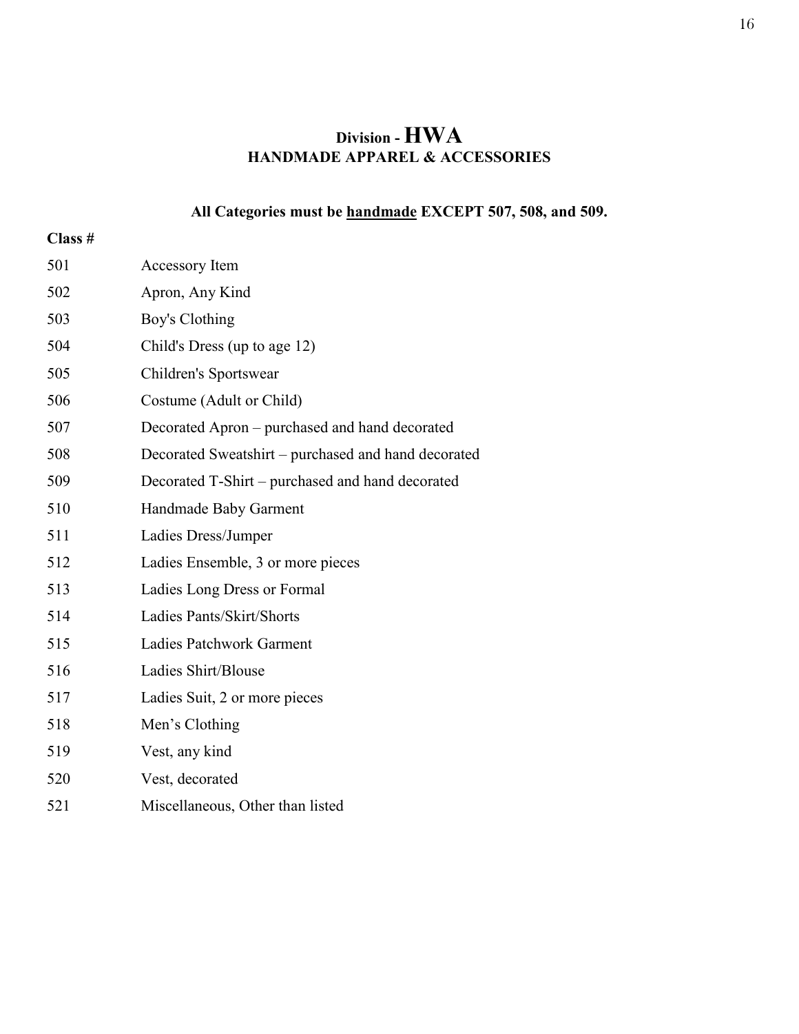# Division - HWA
## HANDMADE APPAREL & ACCESSORIES

**All Categories must be handmade EXCEPT 507, 508, and 509.**

| Class # | |
|---|---|
| 501 | Accessory Item |
| 502 | Apron, Any Kind |
| 503 | Boy's Clothing |
| 504 | Child's Dress (up to age 12) |
| 505 | Children's Sportswear |
| 506 | Costume (Adult or Child) |
| 507 | Decorated Apron – purchased and hand decorated |
| 508 | Decorated Sweatshirt – purchased and hand decorated |
| 509 | Decorated T-Shirt – purchased and hand decorated |
| 510 | Handmade Baby Garment |
| 511 | Ladies Dress/Jumper |
| 512 | Ladies Ensemble, 3 or more pieces |
| 513 | Ladies Long Dress or Formal |
| 514 | Ladies Pants/Skirt/Shorts |
| 515 | Ladies Patchwork Garment |
| 516 | Ladies Shirt/Blouse |
| 517 | Ladies Suit, 2 or more pieces |
| 518 | Men's Clothing |
| 519 | Vest, any kind |
| 520 | Vest, decorated |
| 521 | Miscellaneous, Other than listed |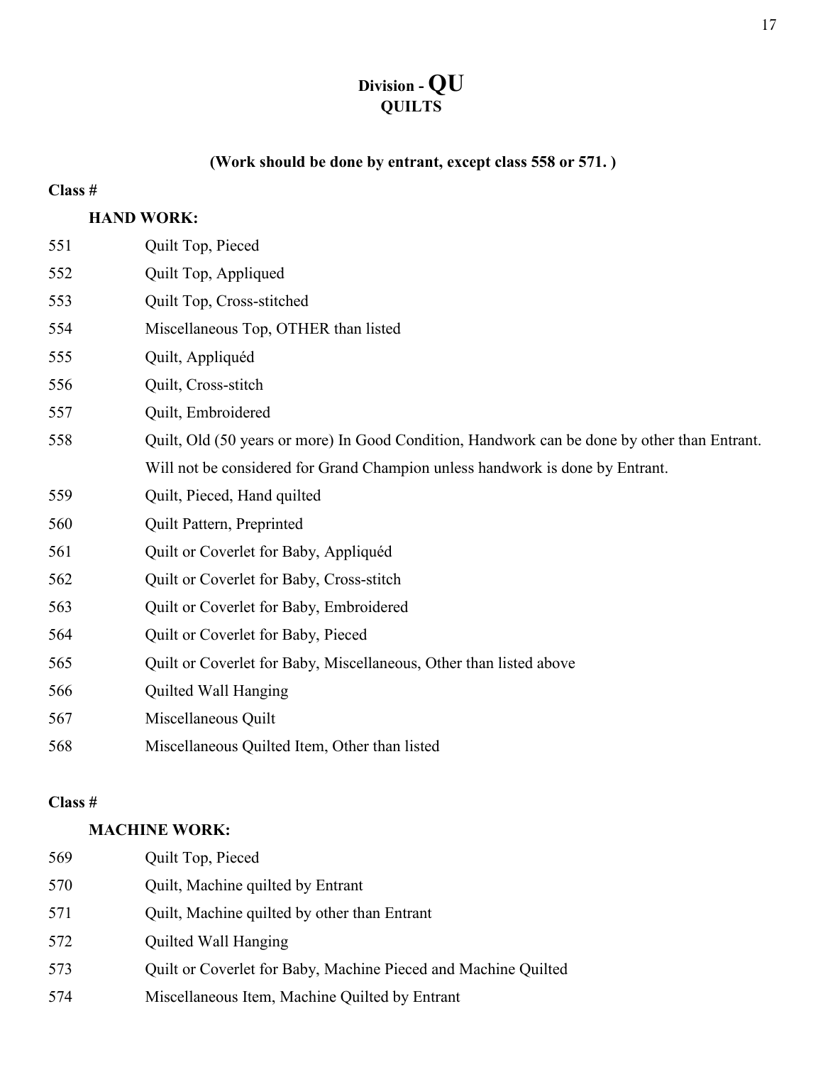# Division - QU
## QUILTS

**(Work should be done by entrant, except class 558 or 571. )**

**Class #**

**HAND WORK:**

551 Quilt Top, Pieced

552 Quilt Top, Appliqued

553 Quilt Top, Cross-stitched

554 Miscellaneous Top, OTHER than listed

555 Quilt, Appliquéd

556 Quilt, Cross-stitch

557 Quilt, Embroidered

558 Quilt, Old (50 years or more) In Good Condition, Handwork can be done by other than Entrant. Will not be considered for Grand Champion unless handwork is done by Entrant.

559 Quilt, Pieced, Hand quilted

560 Quilt Pattern, Preprinted

561 Quilt or Coverlet for Baby, Appliquéd

562 Quilt or Coverlet for Baby, Cross-stitch

563 Quilt or Coverlet for Baby, Embroidered

564 Quilt or Coverlet for Baby, Pieced

565 Quilt or Coverlet for Baby, Miscellaneous, Other than listed above

566 Quilted Wall Hanging

567 Miscellaneous Quilt

568 Miscellaneous Quilted Item, Other than listed

**Class #**

**MACHINE WORK:**

569 Quilt Top, Pieced

570 Quilt, Machine quilted by Entrant

571 Quilt, Machine quilted by other than Entrant

572 Quilted Wall Hanging

573 Quilt or Coverlet for Baby, Machine Pieced and Machine Quilted

574 Miscellaneous Item, Machine Quilted by Entrant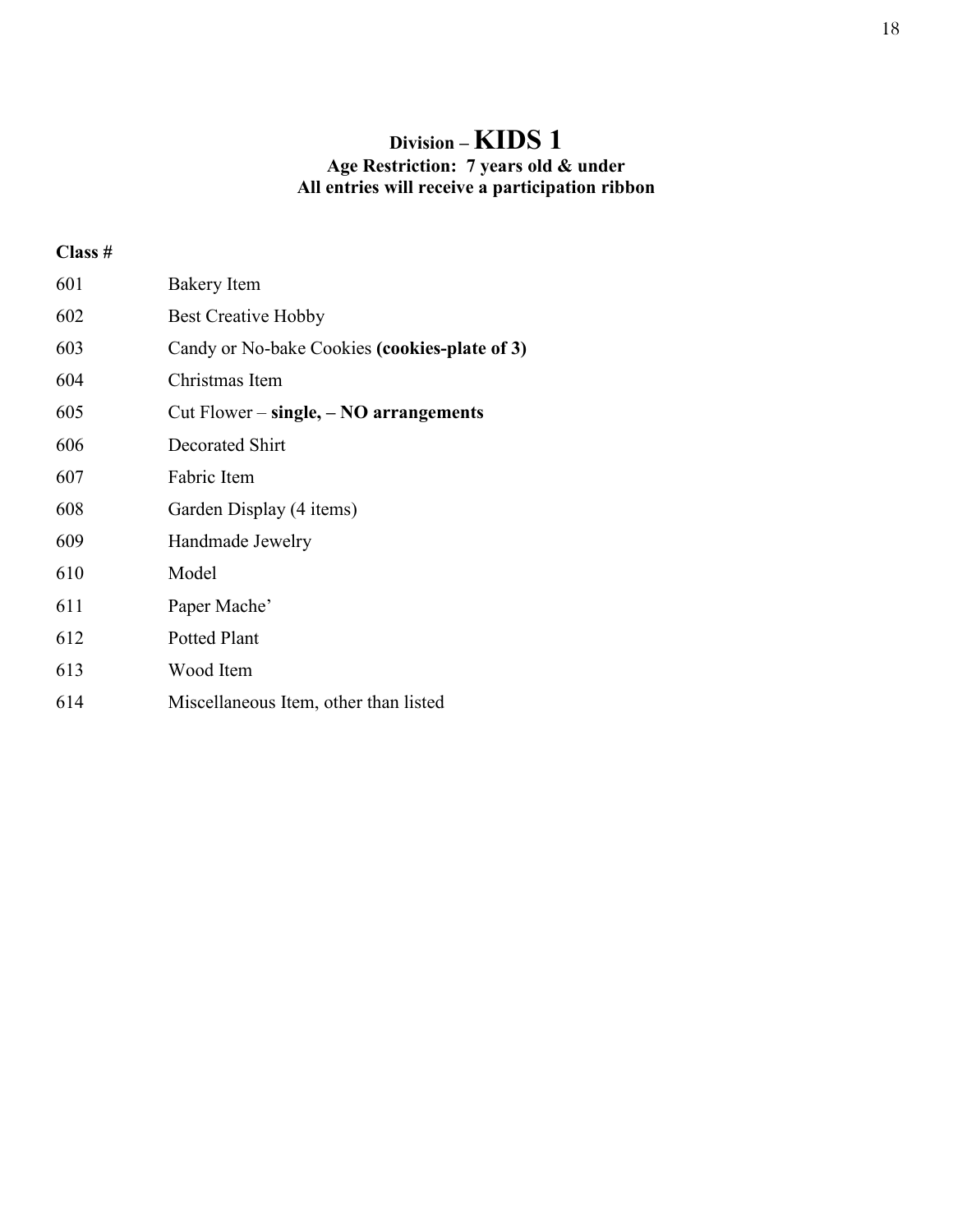# Division – KIDS 1

**Age Restriction: 7 years old & under**
**All entries will receive a participation ribbon**

| Class # | |
|---|---|
| 601 | Bakery Item |
| 602 | Best Creative Hobby |
| 603 | Candy or No-bake Cookies **(cookies-plate of 3)** |
| 604 | Christmas Item |
| 605 | Cut Flower – **single, – NO arrangements** |
| 606 | Decorated Shirt |
| 607 | Fabric Item |
| 608 | Garden Display (4 items) |
| 609 | Handmade Jewelry |
| 610 | Model |
| 611 | Paper Mache' |
| 612 | Potted Plant |
| 613 | Wood Item |
| 614 | Miscellaneous Item, other than listed |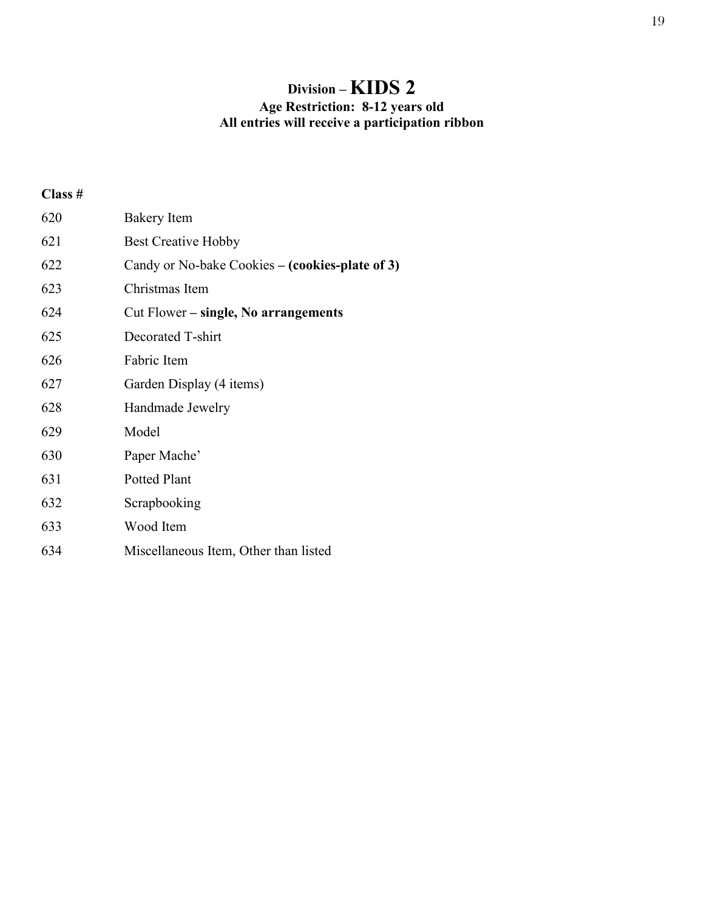# Division – KIDS 2

**Age Restriction: 8-12 years old**
**All entries will receive a participation ribbon**

| Class # | |
|---|---|
| 620 | Bakery Item |
| 621 | Best Creative Hobby |
| 622 | Candy or No-bake Cookies **– (cookies-plate of 3)** |
| 623 | Christmas Item |
| 624 | Cut Flower **– single, No arrangements** |
| 625 | Decorated T-shirt |
| 626 | Fabric Item |
| 627 | Garden Display (4 items) |
| 628 | Handmade Jewelry |
| 629 | Model |
| 630 | Paper Mache' |
| 631 | Potted Plant |
| 632 | Scrapbooking |
| 633 | Wood Item |
| 634 | Miscellaneous Item, Other than listed |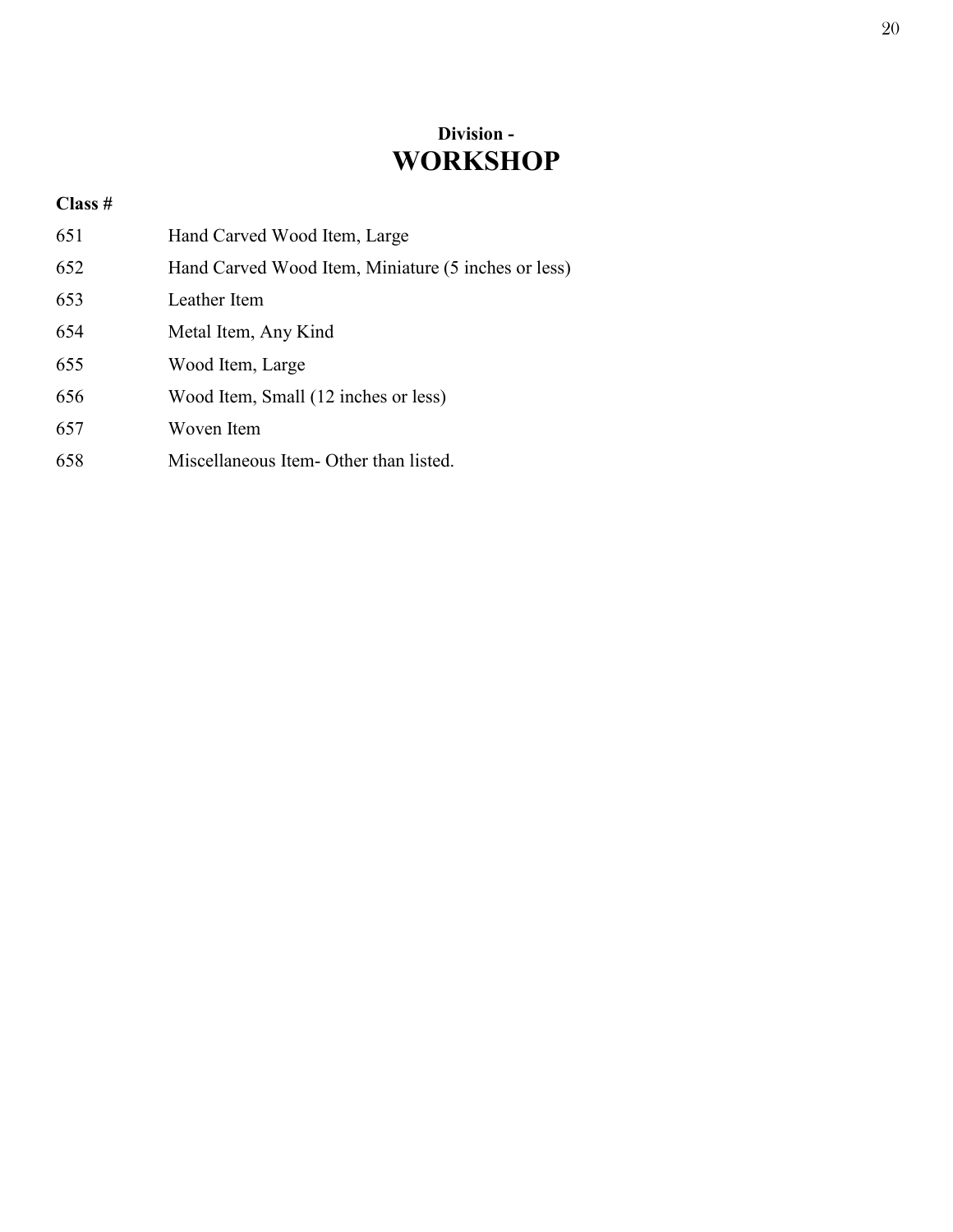**Division -**

# WORKSHOP

**Class #**

| Class # | |
|---|---|
| 651 | Hand Carved Wood Item, Large |
| 652 | Hand Carved Wood Item, Miniature (5 inches or less) |
| 653 | Leather Item |
| 654 | Metal Item, Any Kind |
| 655 | Wood Item, Large |
| 656 | Wood Item, Small (12 inches or less) |
| 657 | Woven Item |
| 658 | Miscellaneous Item- Other than listed. |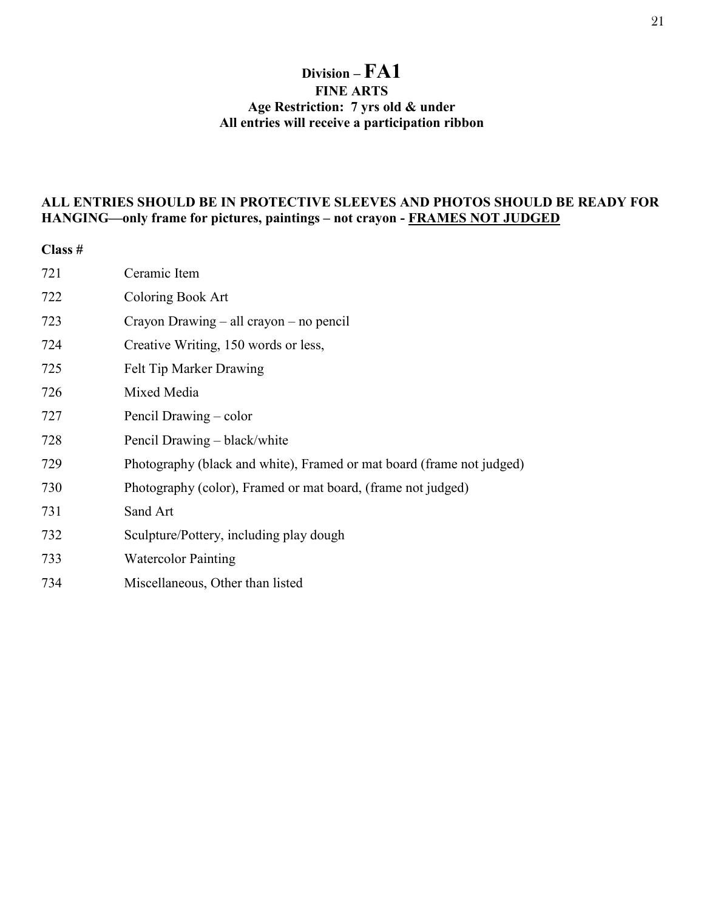# Division – FA1

**FINE ARTS**
**Age Restriction: 7 yrs old & under**
**All entries will receive a participation ribbon**

**ALL ENTRIES SHOULD BE IN PROTECTIVE SLEEVES AND PHOTOS SHOULD BE READY FOR HANGING—only frame for pictures, paintings – not crayon - FRAMES NOT JUDGED**

| Class # | |
|---|---|
| 721 | Ceramic Item |
| 722 | Coloring Book Art |
| 723 | Crayon Drawing – all crayon – no pencil |
| 724 | Creative Writing, 150 words or less, |
| 725 | Felt Tip Marker Drawing |
| 726 | Mixed Media |
| 727 | Pencil Drawing – color |
| 728 | Pencil Drawing – black/white |
| 729 | Photography (black and white), Framed or mat board (frame not judged) |
| 730 | Photography (color), Framed or mat board, (frame not judged) |
| 731 | Sand Art |
| 732 | Sculpture/Pottery, including play dough |
| 733 | Watercolor Painting |
| 734 | Miscellaneous, Other than listed |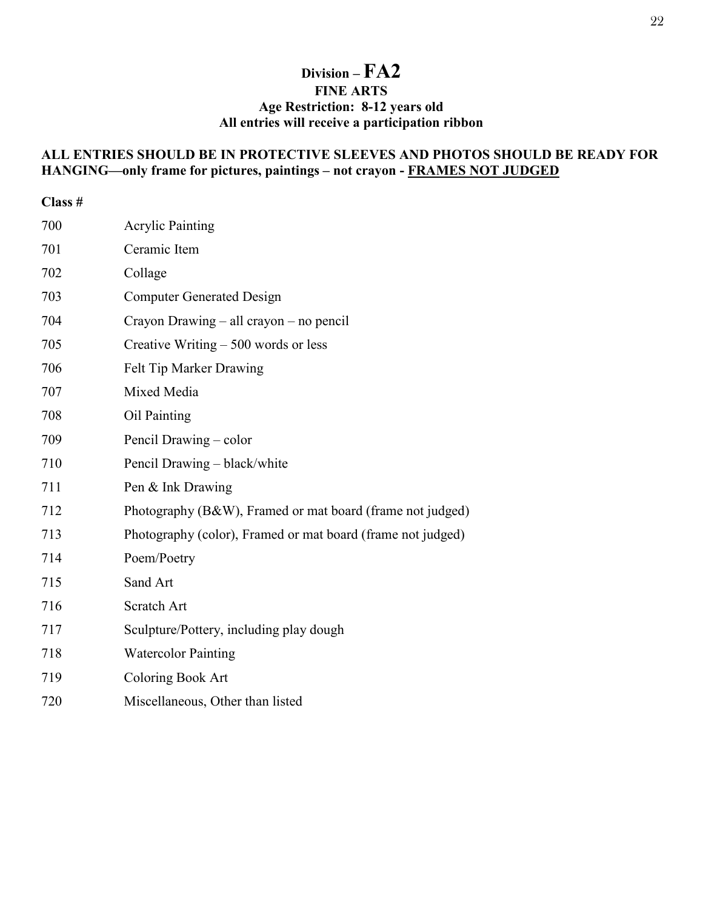# Division – FA2

## FINE ARTS

**Age Restriction: 8-12 years old**

**All entries will receive a participation ribbon**

**ALL ENTRIES SHOULD BE IN PROTECTIVE SLEEVES AND PHOTOS SHOULD BE READY FOR HANGING—only frame for pictures, paintings – not crayon - <u>FRAMES NOT JUDGED</u>**

| Class # | |
|---|---|
| 700 | Acrylic Painting |
| 701 | Ceramic Item |
| 702 | Collage |
| 703 | Computer Generated Design |
| 704 | Crayon Drawing – all crayon – no pencil |
| 705 | Creative Writing – 500 words or less |
| 706 | Felt Tip Marker Drawing |
| 707 | Mixed Media |
| 708 | Oil Painting |
| 709 | Pencil Drawing – color |
| 710 | Pencil Drawing – black/white |
| 711 | Pen & Ink Drawing |
| 712 | Photography (B&W), Framed or mat board (frame not judged) |
| 713 | Photography (color), Framed or mat board (frame not judged) |
| 714 | Poem/Poetry |
| 715 | Sand Art |
| 716 | Scratch Art |
| 717 | Sculpture/Pottery, including play dough |
| 718 | Watercolor Painting |
| 719 | Coloring Book Art |
| 720 | Miscellaneous, Other than listed |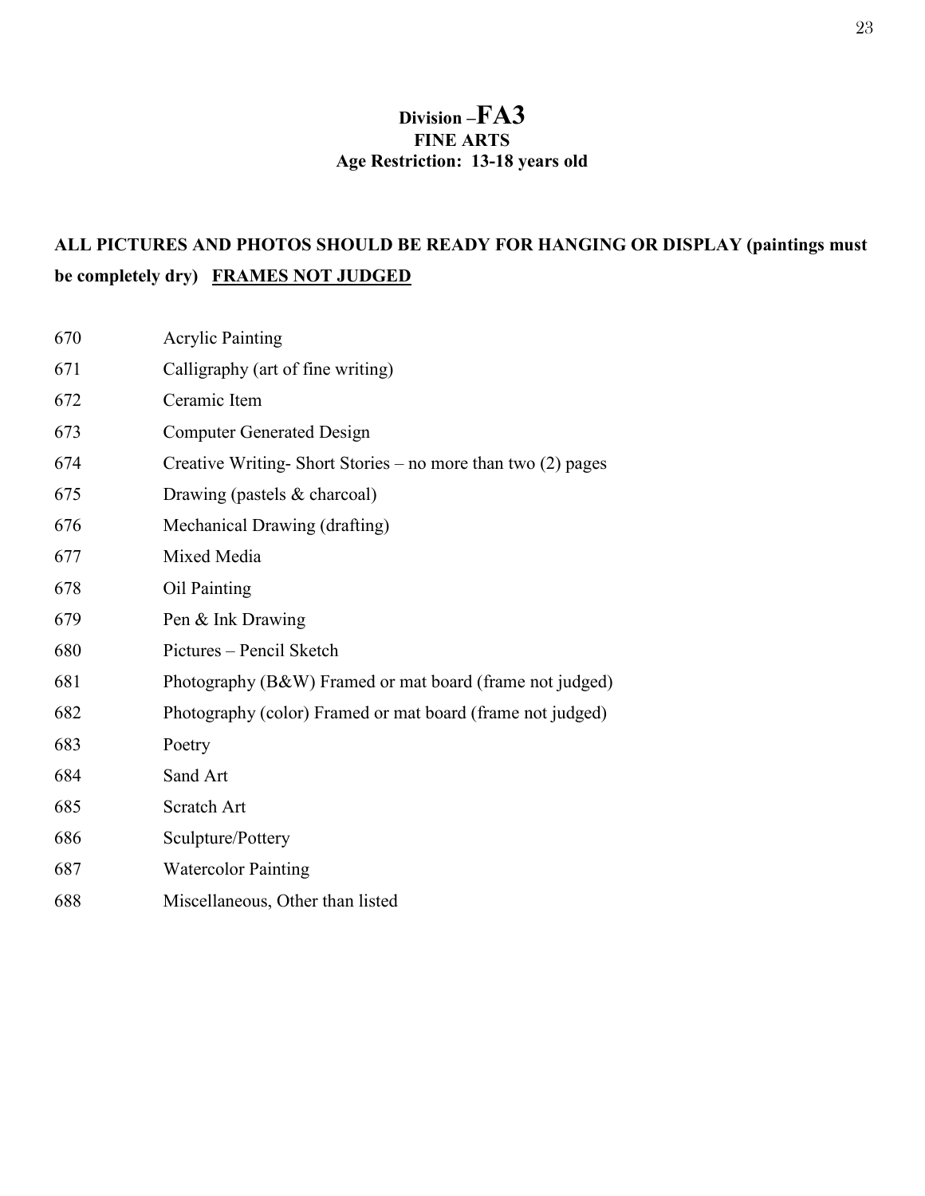# Division –FA3
## FINE ARTS
### Age Restriction: 13-18 years old

**ALL PICTURES AND PHOTOS SHOULD BE READY FOR HANGING OR DISPLAY (paintings must be completely dry) <u>FRAMES NOT JUDGED</u>**

| | |
|---|---|
| 670 | Acrylic Painting |
| 671 | Calligraphy (art of fine writing) |
| 672 | Ceramic Item |
| 673 | Computer Generated Design |
| 674 | Creative Writing- Short Stories – no more than two (2) pages |
| 675 | Drawing (pastels & charcoal) |
| 676 | Mechanical Drawing (drafting) |
| 677 | Mixed Media |
| 678 | Oil Painting |
| 679 | Pen & Ink Drawing |
| 680 | Pictures – Pencil Sketch |
| 681 | Photography (B&W) Framed or mat board (frame not judged) |
| 682 | Photography (color) Framed or mat board (frame not judged) |
| 683 | Poetry |
| 684 | Sand Art |
| 685 | Scratch Art |
| 686 | Sculpture/Pottery |
| 687 | Watercolor Painting |
| 688 | Miscellaneous, Other than listed |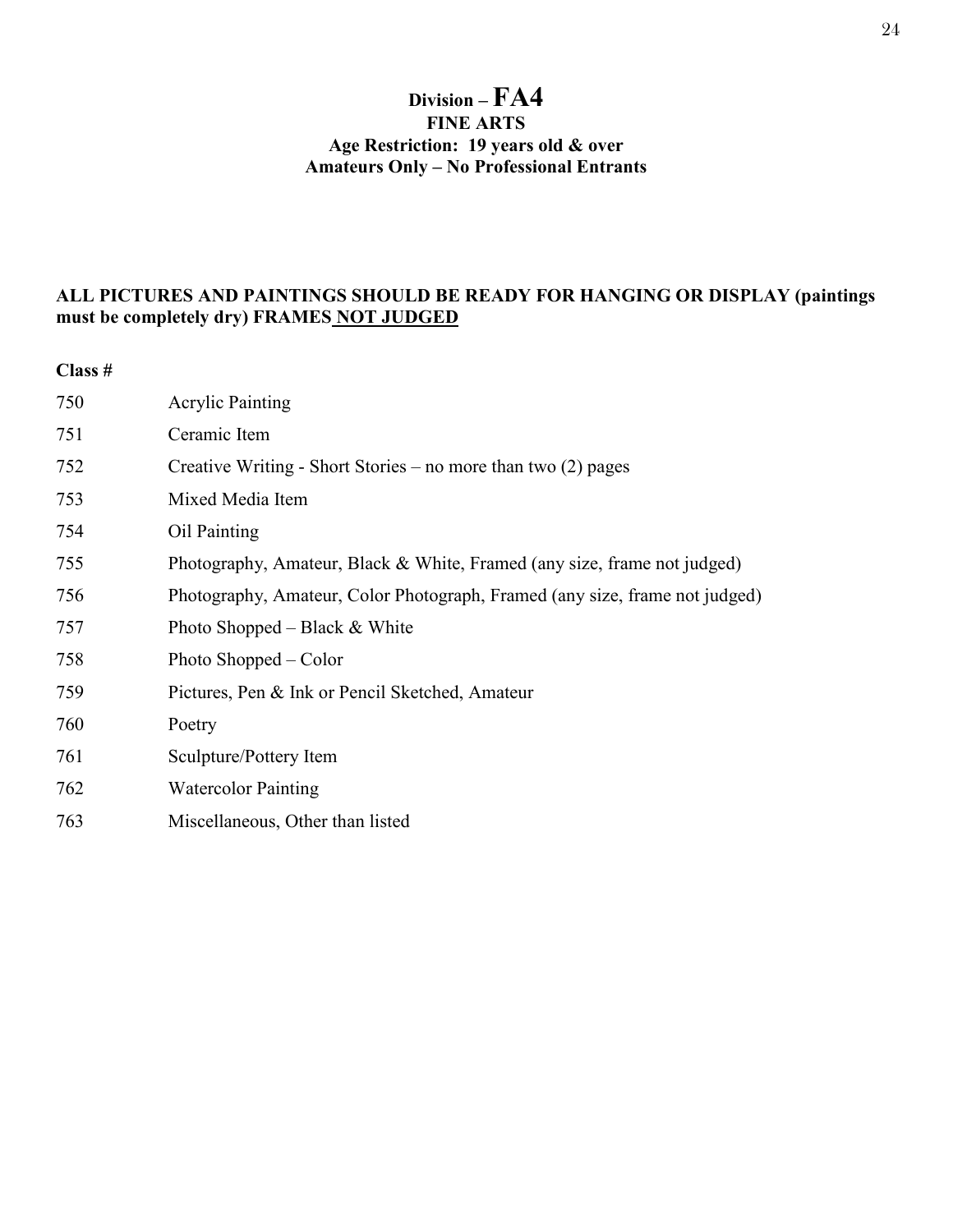# Division – FA4

## FINE ARTS

**Age Restriction: 19 years old & over**

**Amateurs Only – No Professional Entrants**

**ALL PICTURES AND PAINTINGS SHOULD BE READY FOR HANGING OR DISPLAY (paintings must be completely dry) FRAMES <u>NOT JUDGED</u>**

| Class # | |
|---|---|
| 750 | Acrylic Painting |
| 751 | Ceramic Item |
| 752 | Creative Writing - Short Stories – no more than two (2) pages |
| 753 | Mixed Media Item |
| 754 | Oil Painting |
| 755 | Photography, Amateur, Black & White, Framed (any size, frame not judged) |
| 756 | Photography, Amateur, Color Photograph, Framed (any size, frame not judged) |
| 757 | Photo Shopped – Black & White |
| 758 | Photo Shopped – Color |
| 759 | Pictures, Pen & Ink or Pencil Sketched, Amateur |
| 760 | Poetry |
| 761 | Sculpture/Pottery Item |
| 762 | Watercolor Painting |
| 763 | Miscellaneous, Other than listed |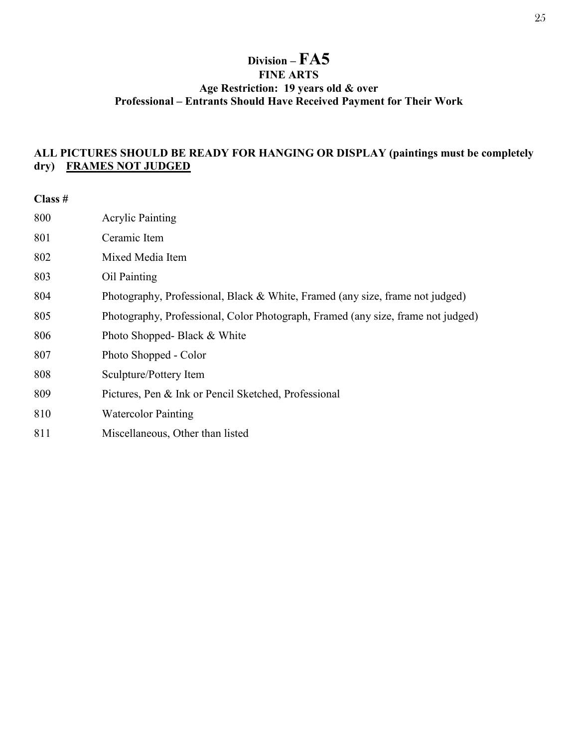# Division – FA5

## FINE ARTS

**Age Restriction: 19 years old & over**

**Professional – Entrants Should Have Received Payment for Their Work**

**ALL PICTURES SHOULD BE READY FOR HANGING OR DISPLAY (paintings must be completely dry) FRAMES NOT JUDGED**

| Class # | |
|---|---|
| 800 | Acrylic Painting |
| 801 | Ceramic Item |
| 802 | Mixed Media Item |
| 803 | Oil Painting |
| 804 | Photography, Professional, Black & White, Framed (any size, frame not judged) |
| 805 | Photography, Professional, Color Photograph, Framed (any size, frame not judged) |
| 806 | Photo Shopped- Black & White |
| 807 | Photo Shopped - Color |
| 808 | Sculpture/Pottery Item |
| 809 | Pictures, Pen & Ink or Pencil Sketched, Professional |
| 810 | Watercolor Painting |
| 811 | Miscellaneous, Other than listed |